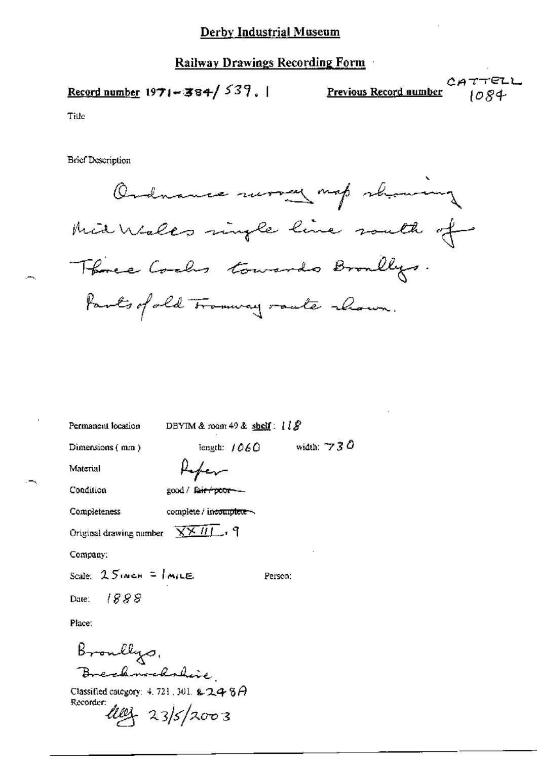# Derby Industrial Museum

## Railway Drawings Recording Form

**Record number** 1971-384/539.1 **Previous Record number** CATTELL 1084

Title

Brief Description

Ordnance survey map showing Mid Wales single line south of Three Cocks towards Bronllys. Parts of old Tramway route shown.

Permanent location DBYIM & room 49 & shelf: 118

Dimensions (mm) length: 1060 width: 730

Material Paper

Condition good / ~~fair / poor~~

Completeness complete / ~~incomplete~~

Original drawing number XXIII.9

Company:

Scale: 25 INCH = 1 MILE Person:

Date: 1888

Place:

Bronllys, Brecknockshire.

Classified category: 4.721.301. & 248A

Recorder: [signature] 23/5/2003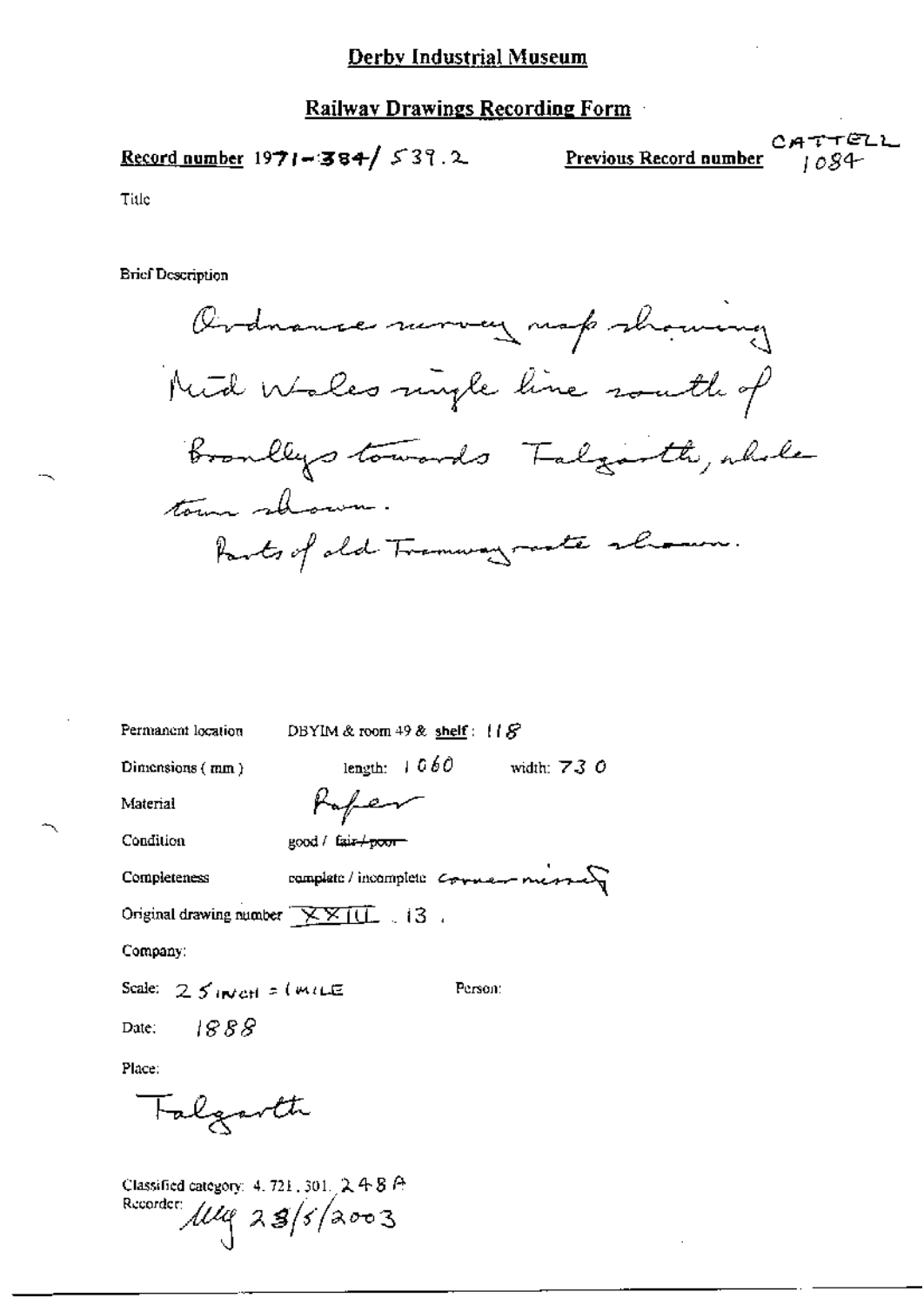# Derby Industrial Museum

## Railway Drawings Recording Form

**Record number** 1971-384/539.2

**Previous Record number** CATTELL 1084

Title

Brief Description

Ordnance survey map showing Mid Wales single line south of Bronllys towards Talgarth, whole town shown.
Parts of old Tramway route shown.

Permanent location DBYIM & room 49 & **shelf**: 118

Dimensions (mm) length: 1060 width: 730

Material Paper

Condition good / ~~fair / poor~~

Completeness complete / incomplete corner missing

Original drawing number XXIII . 13 .

Company:

Scale: 25 INCH = 1 MILE Person:

Date: 1888

Place:

Talgarth

Classified category: 4. 721. 301. 248 A

Recorder: MG 23/5/2003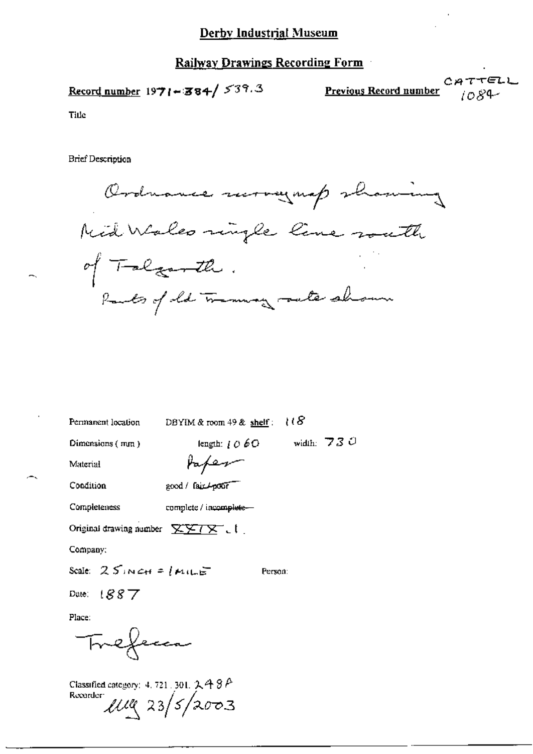# Derby Industrial Museum

## Railway Drawings Recording Form

**Record number** 1971-384/539.3

**Previous Record number** CATTELL 1084

Title

Brief Description

Ordnance survey map showing Mid Wales single line south of Talgarth.
Parts of old tramway route shown

Permanent location DBYIM & room 49 & **shelf**: 118

Dimensions (mm) length: 1060 width: 730

Material Paper

Condition good / ~~fair / poor~~

Completeness complete / ~~incomplete~~

Original drawing number XXIX.1.

Company:

Scale: 25 INCH = 1 MILE Person:

Date: 1887

Place:

Trefeca

Classified category: 4. 721. 301. 248 A

Recorder: LLG 23/5/2003